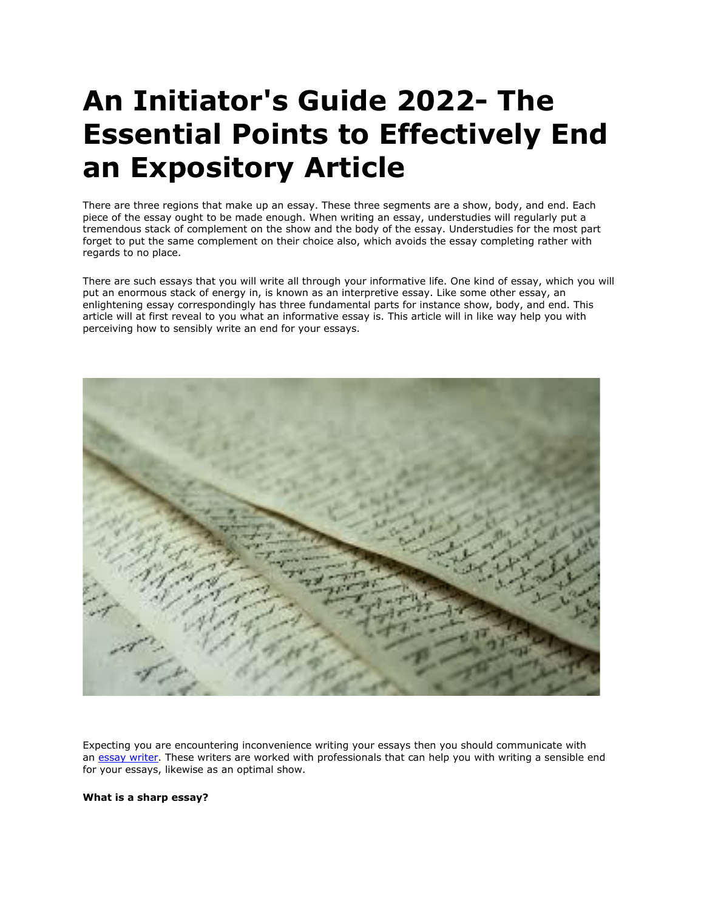# An Initiator's Guide 2022- The Essential Points to Effectively End an Expository Article

There are three regions that make up an essay. These three segments are a show, body, and end. Each piece of the essay ought to be made enough. When writing an essay, understudies will regularly put a tremendous stack of complement on the show and the body of the essay. Understudies for the most part forget to put the same complement on their choice also, which avoids the essay completing rather with regards to no place.

There are such essays that you will write all through your informative life. One kind of essay, which you will put an enormous stack of energy in, is known as an interpretive essay. Like some other essay, an enlightening essay correspondingly has three fundamental parts for instance show, body, and end. This article will at first reveal to you what an informative essay is. This article will in like way help you with perceiving how to sensibly write an end for your essays.

Expecting you are encountering inconvenience writing your essays then you should communicate with an [essay writer](). These writers are worked with professionals that can help you with writing a sensible end for your essays, likewise as an optimal show.

**What is a sharp essay?**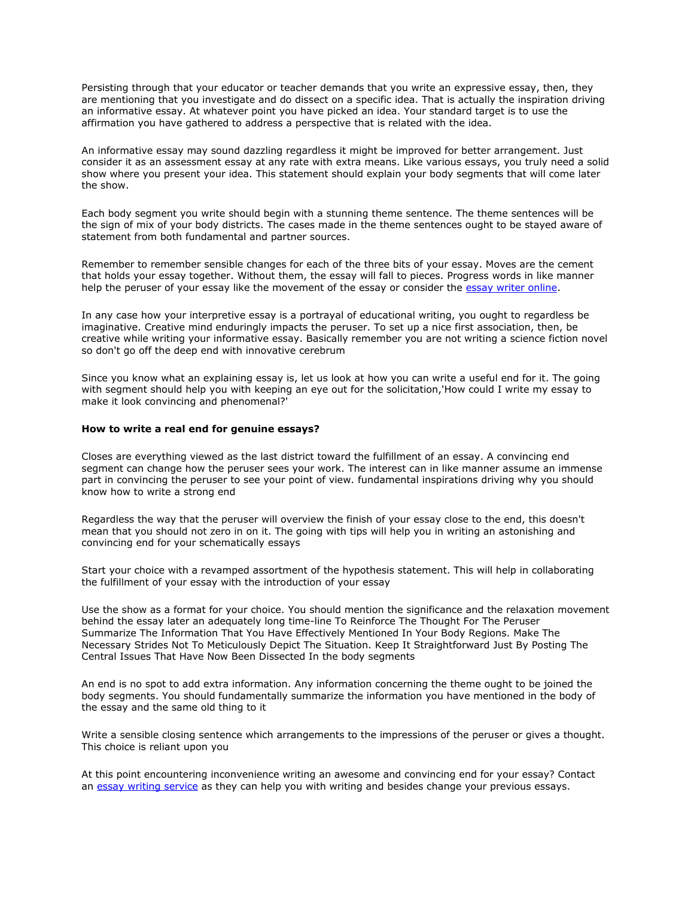Persisting through that your educator or teacher demands that you write an expressive essay, then, they are mentioning that you investigate and do dissect on a specific idea. That is actually the inspiration driving an informative essay. At whatever point you have picked an idea. Your standard target is to use the affirmation you have gathered to address a perspective that is related with the idea.

An informative essay may sound dazzling regardless it might be improved for better arrangement. Just consider it as an assessment essay at any rate with extra means. Like various essays, you truly need a solid show where you present your idea. This statement should explain your body segments that will come later the show.

Each body segment you write should begin with a stunning theme sentence. The theme sentences will be the sign of mix of your body districts. The cases made in the theme sentences ought to be stayed aware of statement from both fundamental and partner sources.

Remember to remember sensible changes for each of the three bits of your essay. Moves are the cement that holds your essay together. Without them, the essay will fall to pieces. Progress words in like manner help the peruser of your essay like the movement of the essay or consider the [essay writer online](essay writer online).

In any case how your interpretive essay is a portrayal of educational writing, you ought to regardless be imaginative. Creative mind enduringly impacts the peruser. To set up a nice first association, then, be creative while writing your informative essay. Basically remember you are not writing a science fiction novel so don't go off the deep end with innovative cerebrum

Since you know what an explaining essay is, let us look at how you can write a useful end for it. The going with segment should help you with keeping an eye out for the solicitation,'How could I write my essay to make it look convincing and phenomenal?'

**How to write a real end for genuine essays?**

Closes are everything viewed as the last district toward the fulfillment of an essay. A convincing end segment can change how the peruser sees your work. The interest can in like manner assume an immense part in convincing the peruser to see your point of view. fundamental inspirations driving why you should know how to write a strong end

Regardless the way that the peruser will overview the finish of your essay close to the end, this doesn't mean that you should not zero in on it. The going with tips will help you in writing an astonishing and convincing end for your schematically essays

Start your choice with a revamped assortment of the hypothesis statement. This will help in collaborating the fulfillment of your essay with the introduction of your essay

Use the show as a format for your choice. You should mention the significance and the relaxation movement behind the essay later an adequately long time-line To Reinforce The Thought For The Peruser Summarize The Information That You Have Effectively Mentioned In Your Body Regions. Make The Necessary Strides Not To Meticulously Depict The Situation. Keep It Straightforward Just By Posting The Central Issues That Have Now Been Dissected In the body segments

An end is no spot to add extra information. Any information concerning the theme ought to be joined the body segments. You should fundamentally summarize the information you have mentioned in the body of the essay and the same old thing to it

Write a sensible closing sentence which arrangements to the impressions of the peruser or gives a thought. This choice is reliant upon you

At this point encountering inconvenience writing an awesome and convincing end for your essay? Contact an [essay writing service](essay writing service) as they can help you with writing and besides change your previous essays.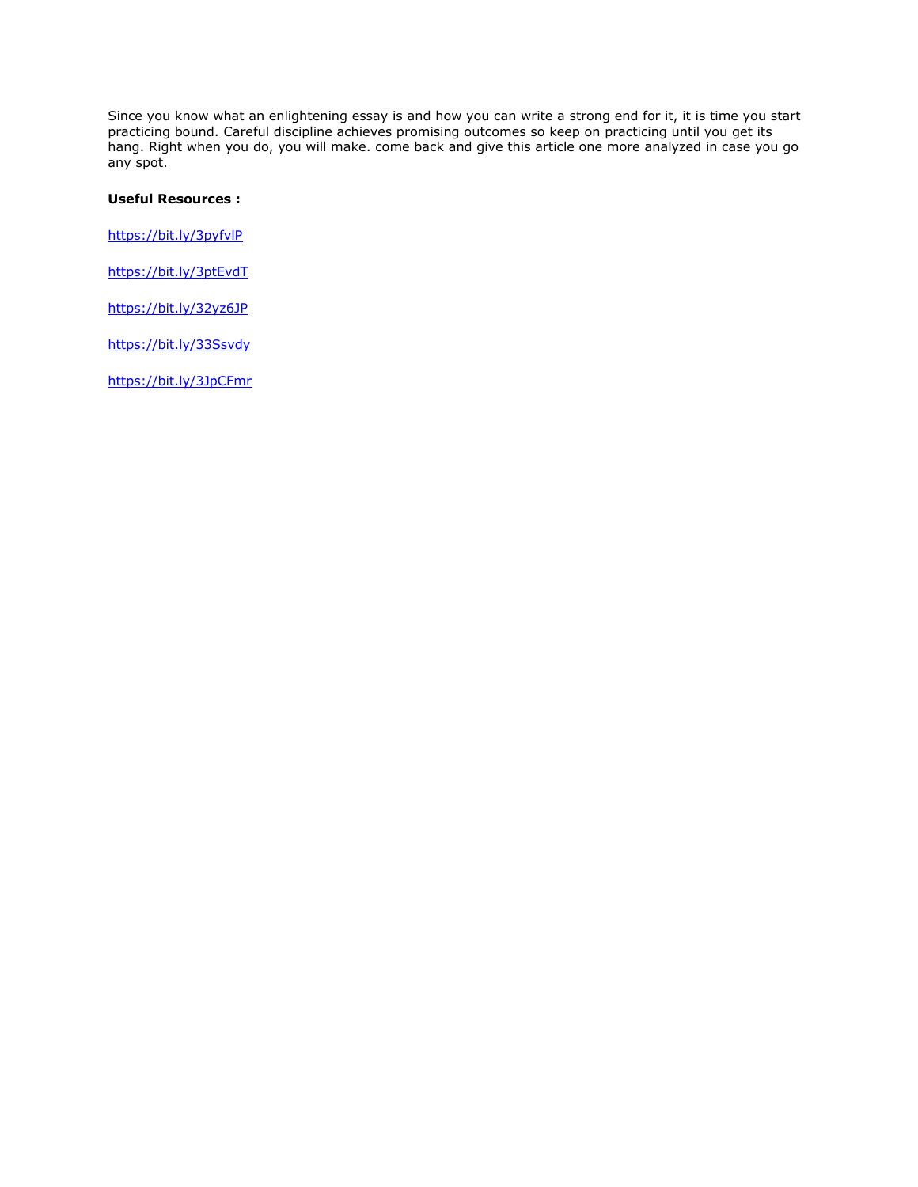Since you know what an enlightening essay is and how you can write a strong end for it, it is time you start practicing bound. Careful discipline achieves promising outcomes so keep on practicing until you get its hang. Right when you do, you will make. come back and give this article one more analyzed in case you go any spot.

**Useful Resources :**

https://bit.ly/3pyfvlP

https://bit.ly/3ptEvdT

https://bit.ly/32yz6JP

https://bit.ly/33Ssvdy

https://bit.ly/3JpCFmr